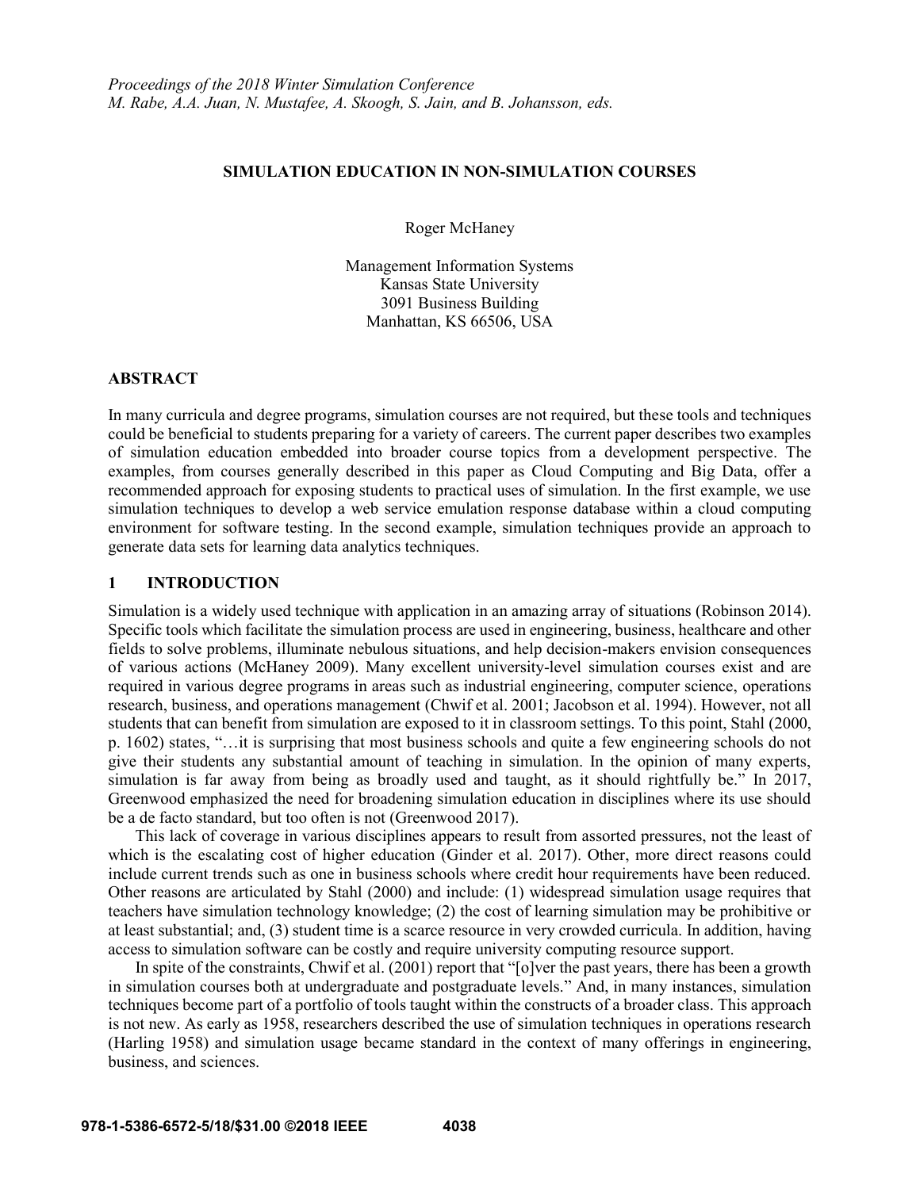*Proceedings of the 2018 Winter Simulation Conference*
*M. Rabe, A.A. Juan, N. Mustafee, A. Skoogh, S. Jain, and B. Johansson, eds.*

# SIMULATION EDUCATION IN NON-SIMULATION COURSES

Roger McHaney

Management Information Systems
Kansas State University
3091 Business Building
Manhattan, KS 66506, USA

## ABSTRACT

In many curricula and degree programs, simulation courses are not required, but these tools and techniques could be beneficial to students preparing for a variety of careers. The current paper describes two examples of simulation education embedded into broader course topics from a development perspective. The examples, from courses generally described in this paper as Cloud Computing and Big Data, offer a recommended approach for exposing students to practical uses of simulation. In the first example, we use simulation techniques to develop a web service emulation response database within a cloud computing environment for software testing. In the second example, simulation techniques provide an approach to generate data sets for learning data analytics techniques.

## 1 INTRODUCTION

Simulation is a widely used technique with application in an amazing array of situations (Robinson 2014). Specific tools which facilitate the simulation process are used in engineering, business, healthcare and other fields to solve problems, illuminate nebulous situations, and help decision-makers envision consequences of various actions (McHaney 2009). Many excellent university-level simulation courses exist and are required in various degree programs in areas such as industrial engineering, computer science, operations research, business, and operations management (Chwif et al. 2001; Jacobson et al. 1994). However, not all students that can benefit from simulation are exposed to it in classroom settings. To this point, Stahl (2000, p. 1602) states, "…it is surprising that most business schools and quite a few engineering schools do not give their students any substantial amount of teaching in simulation. In the opinion of many experts, simulation is far away from being as broadly used and taught, as it should rightfully be." In 2017, Greenwood emphasized the need for broadening simulation education in disciplines where its use should be a de facto standard, but too often is not (Greenwood 2017).

This lack of coverage in various disciplines appears to result from assorted pressures, not the least of which is the escalating cost of higher education (Ginder et al. 2017). Other, more direct reasons could include current trends such as one in business schools where credit hour requirements have been reduced. Other reasons are articulated by Stahl (2000) and include: (1) widespread simulation usage requires that teachers have simulation technology knowledge; (2) the cost of learning simulation may be prohibitive or at least substantial; and, (3) student time is a scarce resource in very crowded curricula. In addition, having access to simulation software can be costly and require university computing resource support.

In spite of the constraints, Chwif et al. (2001) report that "[o]ver the past years, there has been a growth in simulation courses both at undergraduate and postgraduate levels." And, in many instances, simulation techniques become part of a portfolio of tools taught within the constructs of a broader class. This approach is not new. As early as 1958, researchers described the use of simulation techniques in operations research (Harling 1958) and simulation usage became standard in the context of many offerings in engineering, business, and sciences.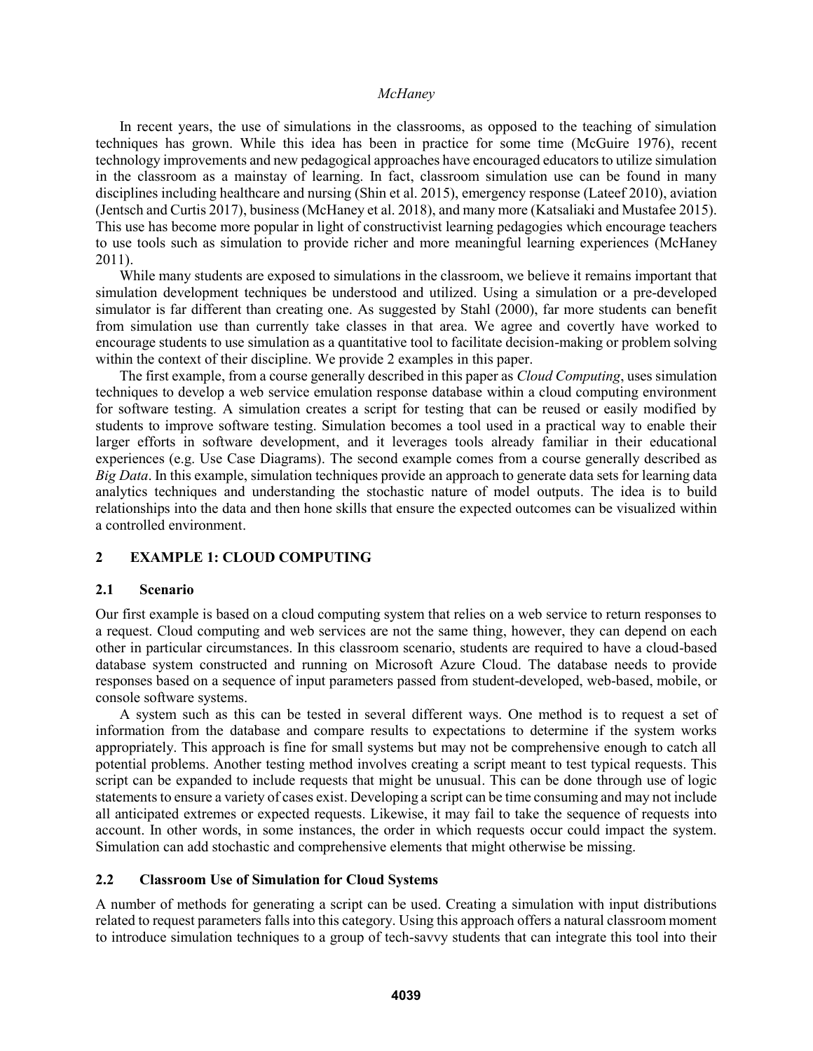In recent years, the use of simulations in the classrooms, as opposed to the teaching of simulation techniques has grown. While this idea has been in practice for some time (McGuire 1976), recent technology improvements and new pedagogical approaches have encouraged educators to utilize simulation in the classroom as a mainstay of learning. In fact, classroom simulation use can be found in many disciplines including healthcare and nursing (Shin et al. 2015), emergency response (Lateef 2010), aviation (Jentsch and Curtis 2017), business (McHaney et al. 2018), and many more (Katsaliaki and Mustafee 2015). This use has become more popular in light of constructivist learning pedagogies which encourage teachers to use tools such as simulation to provide richer and more meaningful learning experiences (McHaney 2011).

While many students are exposed to simulations in the classroom, we believe it remains important that simulation development techniques be understood and utilized. Using a simulation or a pre-developed simulator is far different than creating one. As suggested by Stahl (2000), far more students can benefit from simulation use than currently take classes in that area. We agree and covertly have worked to encourage students to use simulation as a quantitative tool to facilitate decision-making or problem solving within the context of their discipline. We provide 2 examples in this paper.

The first example, from a course generally described in this paper as *Cloud Computing*, uses simulation techniques to develop a web service emulation response database within a cloud computing environment for software testing. A simulation creates a script for testing that can be reused or easily modified by students to improve software testing. Simulation becomes a tool used in a practical way to enable their larger efforts in software development, and it leverages tools already familiar in their educational experiences (e.g. Use Case Diagrams). The second example comes from a course generally described as *Big Data*. In this example, simulation techniques provide an approach to generate data sets for learning data analytics techniques and understanding the stochastic nature of model outputs. The idea is to build relationships into the data and then hone skills that ensure the expected outcomes can be visualized within a controlled environment.

## 2 EXAMPLE 1: CLOUD COMPUTING

### 2.1 Scenario

Our first example is based on a cloud computing system that relies on a web service to return responses to a request. Cloud computing and web services are not the same thing, however, they can depend on each other in particular circumstances. In this classroom scenario, students are required to have a cloud-based database system constructed and running on Microsoft Azure Cloud. The database needs to provide responses based on a sequence of input parameters passed from student-developed, web-based, mobile, or console software systems.

A system such as this can be tested in several different ways. One method is to request a set of information from the database and compare results to expectations to determine if the system works appropriately. This approach is fine for small systems but may not be comprehensive enough to catch all potential problems. Another testing method involves creating a script meant to test typical requests. This script can be expanded to include requests that might be unusual. This can be done through use of logic statements to ensure a variety of cases exist. Developing a script can be time consuming and may not include all anticipated extremes or expected requests. Likewise, it may fail to take the sequence of requests into account. In other words, in some instances, the order in which requests occur could impact the system. Simulation can add stochastic and comprehensive elements that might otherwise be missing.

### 2.2 Classroom Use of Simulation for Cloud Systems

A number of methods for generating a script can be used. Creating a simulation with input distributions related to request parameters falls into this category. Using this approach offers a natural classroom moment to introduce simulation techniques to a group of tech-savvy students that can integrate this tool into their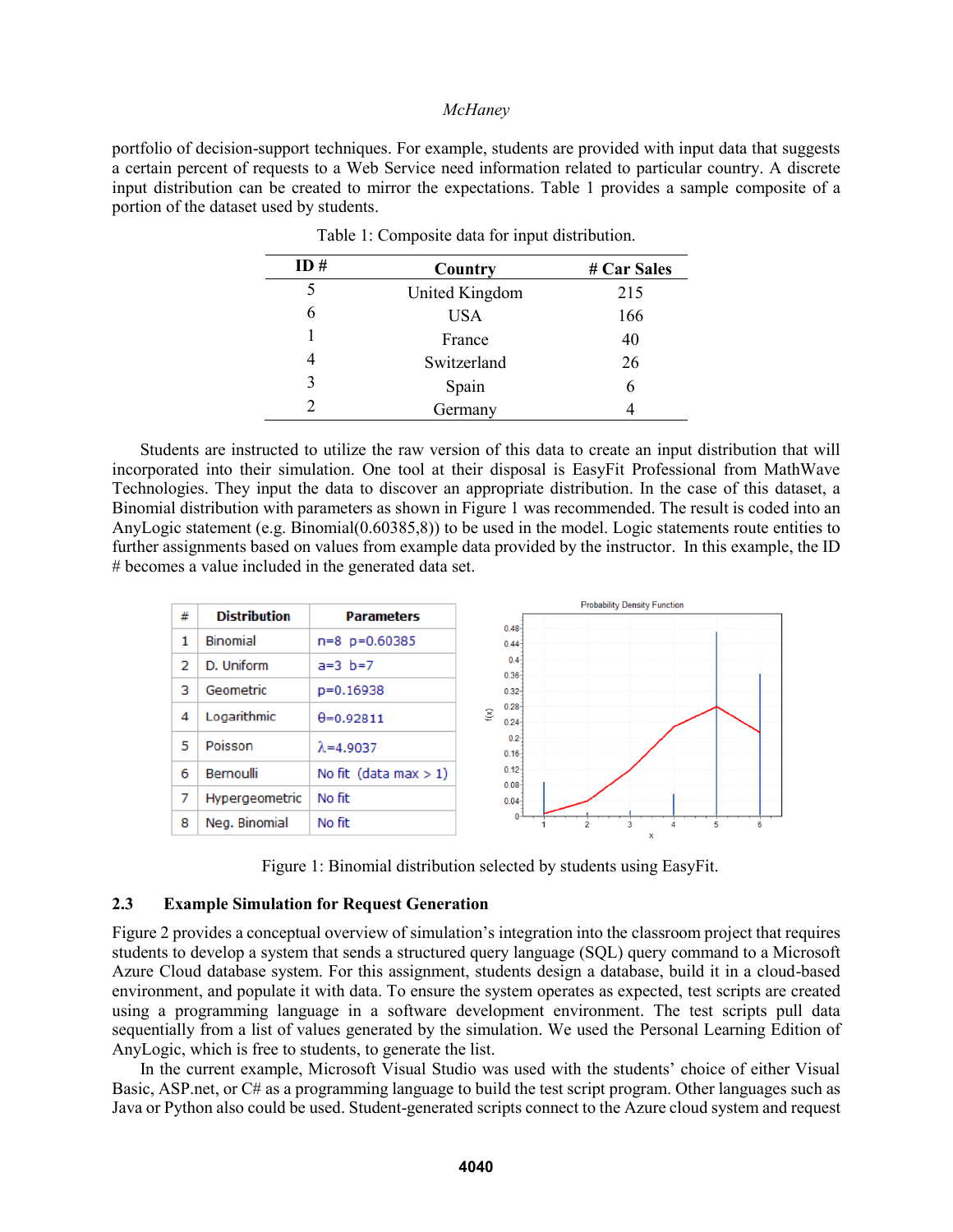portfolio of decision-support techniques. For example, students are provided with input data that suggests a certain percent of requests to a Web Service need information related to particular country. A discrete input distribution can be created to mirror the expectations. Table 1 provides a sample composite of a portion of the dataset used by students.

Table 1: Composite data for input distribution.

| ID # | Country | # Car Sales |
|---|---|---|
| 5 | United Kingdom | 215 |
| 6 | USA | 166 |
| 1 | France | 40 |
| 4 | Switzerland | 26 |
| 3 | Spain | 6 |
| 2 | Germany | 4 |

Students are instructed to utilize the raw version of this data to create an input distribution that will incorporated into their simulation. One tool at their disposal is EasyFit Professional from MathWave Technologies. They input the data to discover an appropriate distribution. In the case of this dataset, a Binomial distribution with parameters as shown in Figure 1 was recommended. The result is coded into an AnyLogic statement (e.g. Binomial(0.60385,8)) to be used in the model. Logic statements route entities to further assignments based on values from example data provided by the instructor. In this example, the ID # becomes a value included in the generated data set.

| # | Distribution | Parameters |
|---|---|---|
| 1 | Binomial | n=8 p=0.60385 |
| 2 | D. Uniform | a=3 b=7 |
| 3 | Geometric | p=0.16938 |
| 4 | Logarithmic | θ=0.92811 |
| 5 | Poisson | λ=4.9037 |
| 6 | Bernoulli | No fit (data max > 1) |
| 7 | Hypergeometric | No fit |
| 8 | Neg. Binomial | No fit |

Figure 1: Binomial distribution selected by students using EasyFit.

### 2.3 Example Simulation for Request Generation

Figure 2 provides a conceptual overview of simulation's integration into the classroom project that requires students to develop a system that sends a structured query language (SQL) query command to a Microsoft Azure Cloud database system. For this assignment, students design a database, build it in a cloud-based environment, and populate it with data. To ensure the system operates as expected, test scripts are created using a programming language in a software development environment. The test scripts pull data sequentially from a list of values generated by the simulation. We used the Personal Learning Edition of AnyLogic, which is free to students, to generate the list.

In the current example, Microsoft Visual Studio was used with the students' choice of either Visual Basic, ASP.net, or C# as a programming language to build the test script program. Other languages such as Java or Python also could be used. Student-generated scripts connect to the Azure cloud system and request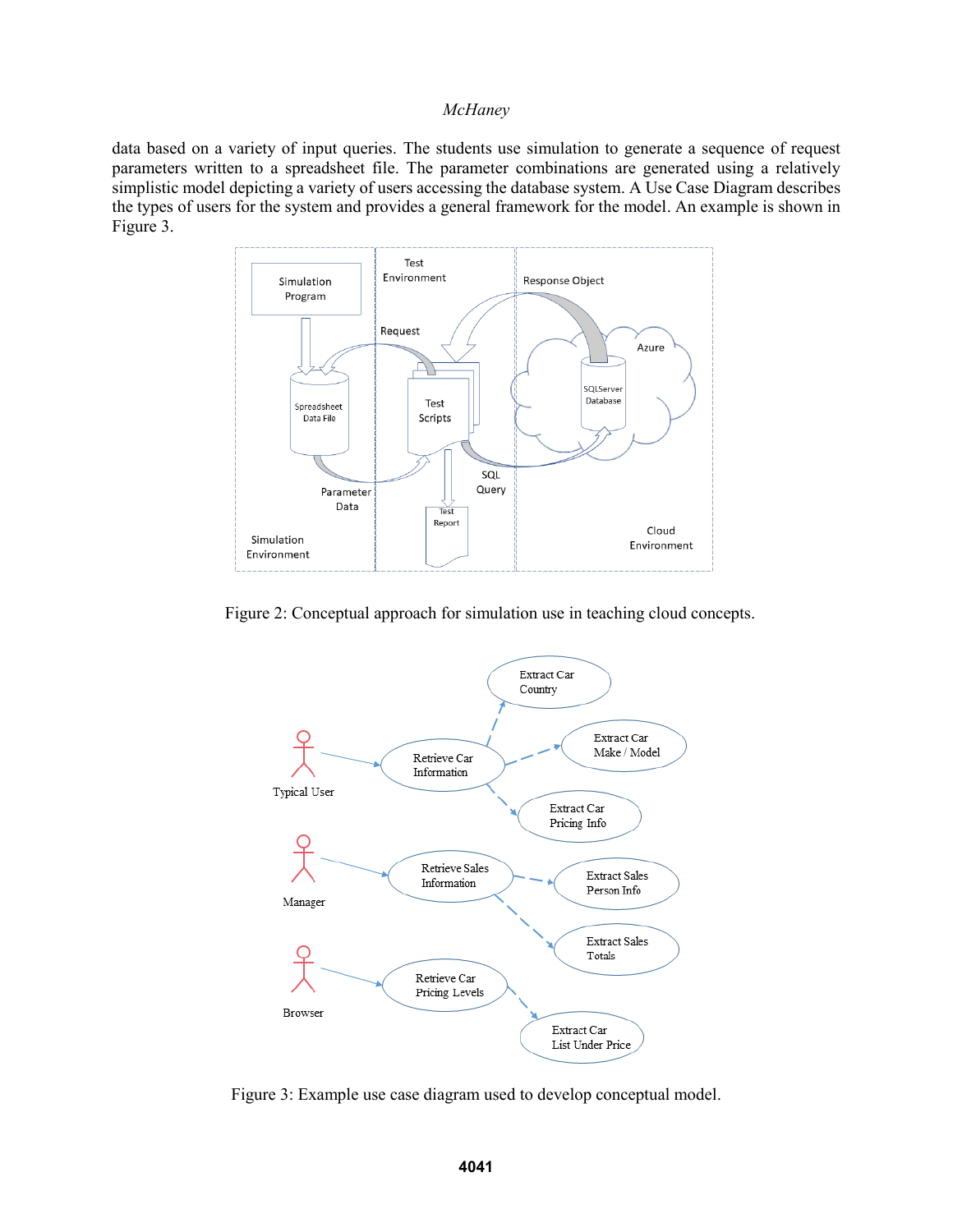data based on a variety of input queries. The students use simulation to generate a sequence of request parameters written to a spreadsheet file. The parameter combinations are generated using a relatively simplistic model depicting a variety of users accessing the database system. A Use Case Diagram describes the types of users for the system and provides a general framework for the model. An example is shown in Figure 3.

Figure 2: Conceptual approach for simulation use in teaching cloud concepts.

Figure 3: Example use case diagram used to develop conceptual model.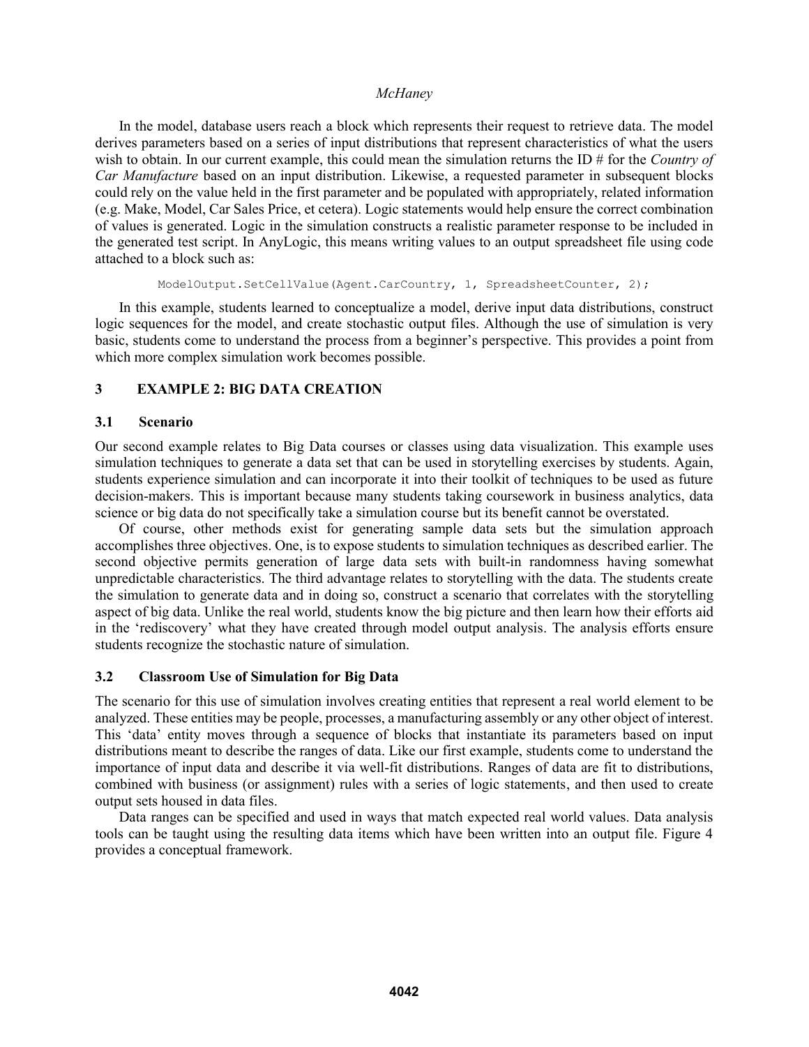In the model, database users reach a block which represents their request to retrieve data. The model derives parameters based on a series of input distributions that represent characteristics of what the users wish to obtain. In our current example, this could mean the simulation returns the ID # for the *Country of Car Manufacture* based on an input distribution. Likewise, a requested parameter in subsequent blocks could rely on the value held in the first parameter and be populated with appropriately, related information (e.g. Make, Model, Car Sales Price, et cetera). Logic statements would help ensure the correct combination of values is generated. Logic in the simulation constructs a realistic parameter response to be included in the generated test script. In AnyLogic, this means writing values to an output spreadsheet file using code attached to a block such as:

```
ModelOutput.SetCellValue(Agent.CarCountry, 1, SpreadsheetCounter, 2);
```

In this example, students learned to conceptualize a model, derive input data distributions, construct logic sequences for the model, and create stochastic output files. Although the use of simulation is very basic, students come to understand the process from a beginner's perspective. This provides a point from which more complex simulation work becomes possible.

## 3 EXAMPLE 2: BIG DATA CREATION

### 3.1 Scenario

Our second example relates to Big Data courses or classes using data visualization. This example uses simulation techniques to generate a data set that can be used in storytelling exercises by students. Again, students experience simulation and can incorporate it into their toolkit of techniques to be used as future decision-makers. This is important because many students taking coursework in business analytics, data science or big data do not specifically take a simulation course but its benefit cannot be overstated.

Of course, other methods exist for generating sample data sets but the simulation approach accomplishes three objectives. One, is to expose students to simulation techniques as described earlier. The second objective permits generation of large data sets with built-in randomness having somewhat unpredictable characteristics. The third advantage relates to storytelling with the data. The students create the simulation to generate data and in doing so, construct a scenario that correlates with the storytelling aspect of big data. Unlike the real world, students know the big picture and then learn how their efforts aid in the 'rediscovery' what they have created through model output analysis. The analysis efforts ensure students recognize the stochastic nature of simulation.

### 3.2 Classroom Use of Simulation for Big Data

The scenario for this use of simulation involves creating entities that represent a real world element to be analyzed. These entities may be people, processes, a manufacturing assembly or any other object of interest. This 'data' entity moves through a sequence of blocks that instantiate its parameters based on input distributions meant to describe the ranges of data. Like our first example, students come to understand the importance of input data and describe it via well-fit distributions. Ranges of data are fit to distributions, combined with business (or assignment) rules with a series of logic statements, and then used to create output sets housed in data files.

Data ranges can be specified and used in ways that match expected real world values. Data analysis tools can be taught using the resulting data items which have been written into an output file. Figure 4 provides a conceptual framework.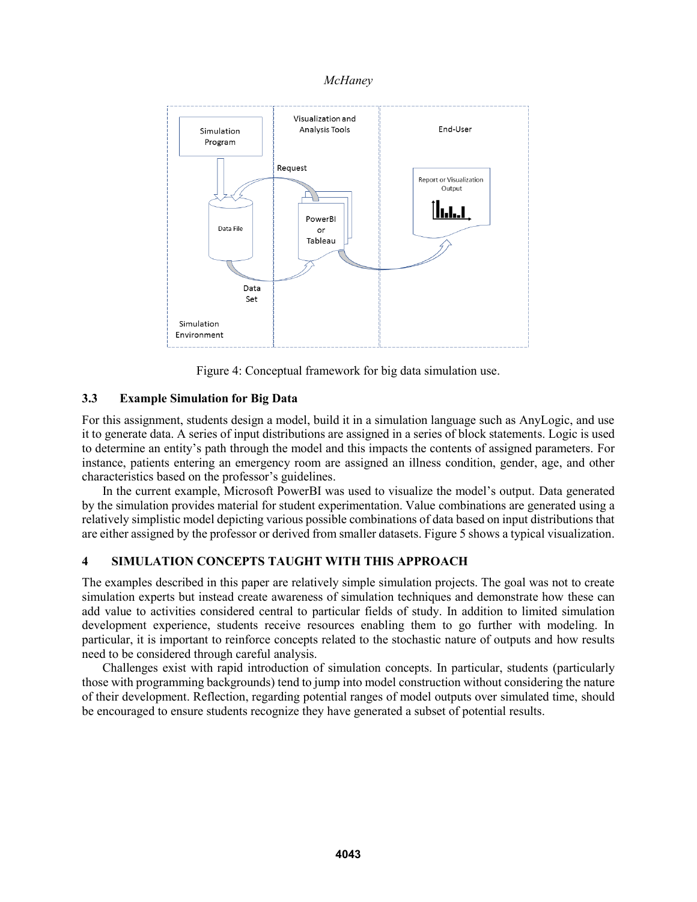Figure 4: Conceptual framework for big data simulation use.

### 3.3 Example Simulation for Big Data

For this assignment, students design a model, build it in a simulation language such as AnyLogic, and use it to generate data. A series of input distributions are assigned in a series of block statements. Logic is used to determine an entity's path through the model and this impacts the contents of assigned parameters. For instance, patients entering an emergency room are assigned an illness condition, gender, age, and other characteristics based on the professor's guidelines.

In the current example, Microsoft PowerBI was used to visualize the model's output. Data generated by the simulation provides material for student experimentation. Value combinations are generated using a relatively simplistic model depicting various possible combinations of data based on input distributions that are either assigned by the professor or derived from smaller datasets. Figure 5 shows a typical visualization.

## 4 SIMULATION CONCEPTS TAUGHT WITH THIS APPROACH

The examples described in this paper are relatively simple simulation projects. The goal was not to create simulation experts but instead create awareness of simulation techniques and demonstrate how these can add value to activities considered central to particular fields of study. In addition to limited simulation development experience, students receive resources enabling them to go further with modeling. In particular, it is important to reinforce concepts related to the stochastic nature of outputs and how results need to be considered through careful analysis.

Challenges exist with rapid introduction of simulation concepts. In particular, students (particularly those with programming backgrounds) tend to jump into model construction without considering the nature of their development. Reflection, regarding potential ranges of model outputs over simulated time, should be encouraged to ensure students recognize they have generated a subset of potential results.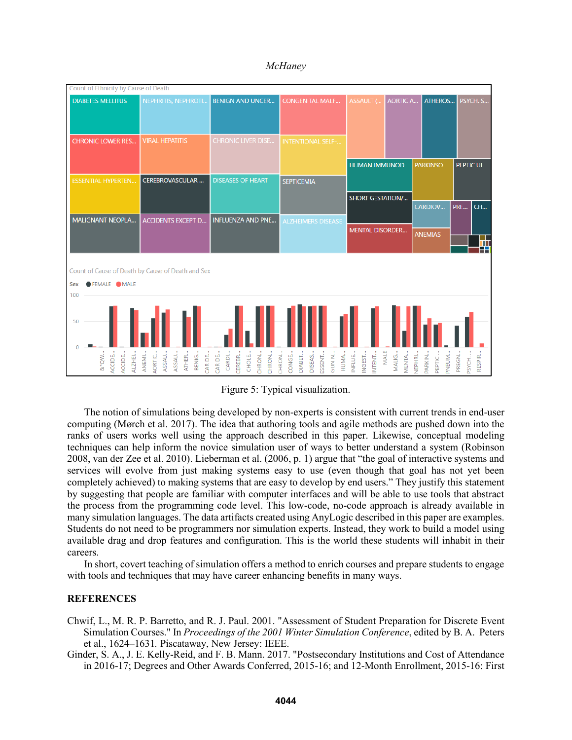Figure 5: Typical visualization.

The notion of simulations being developed by non-experts is consistent with current trends in end-user computing (Mørch et al. 2017). The idea that authoring tools and agile methods are pushed down into the ranks of users works well using the approach described in this paper. Likewise, conceptual modeling techniques can help inform the novice simulation user of ways to better understand a system (Robinson 2008, van der Zee et al. 2010). Lieberman et al. (2006, p. 1) argue that "the goal of interactive systems and services will evolve from just making systems easy to use (even though that goal has not yet been completely achieved) to making systems that are easy to develop by end users." They justify this statement by suggesting that people are familiar with computer interfaces and will be able to use tools that abstract the process from the programming code level. This low-code, no-code approach is already available in many simulation languages. The data artifacts created using AnyLogic described in this paper are examples. Students do not need to be programmers nor simulation experts. Instead, they work to build a model using available drag and drop features and configuration. This is the world these students will inhabit in their careers.

In short, covert teaching of simulation offers a method to enrich courses and prepare students to engage with tools and techniques that may have career enhancing benefits in many ways.

## REFERENCES

Chwif, L., M. R. P. Barretto, and R. J. Paul. 2001. "Assessment of Student Preparation for Discrete Event Simulation Courses." In *Proceedings of the 2001 Winter Simulation Conference*, edited by B. A. Peters et al., 1624–1631. Piscataway, New Jersey: IEEE.

Ginder, S. A., J. E. Kelly-Reid, and F. B. Mann. 2017. "Postsecondary Institutions and Cost of Attendance in 2016-17; Degrees and Other Awards Conferred, 2015-16; and 12-Month Enrollment, 2015-16: First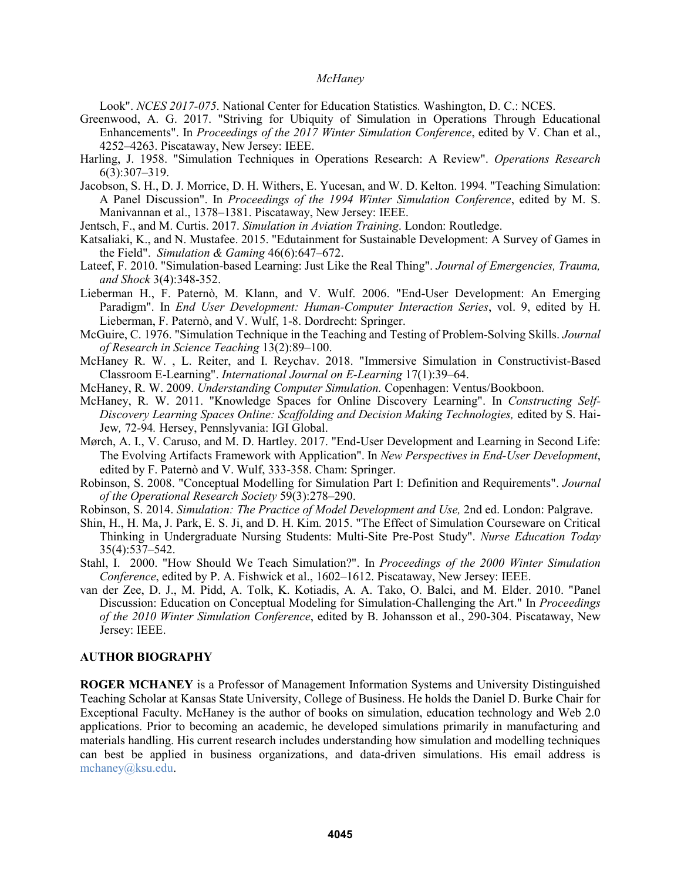Look". *NCES 2017-075*. National Center for Education Statistics. Washington, D. C.: NCES.

Greenwood, A. G. 2017. "Striving for Ubiquity of Simulation in Operations Through Educational Enhancements". In *Proceedings of the 2017 Winter Simulation Conference*, edited by V. Chan et al., 4252–4263. Piscataway, New Jersey: IEEE.

Harling, J. 1958. "Simulation Techniques in Operations Research: A Review". *Operations Research* 6(3):307–319.

Jacobson, S. H., D. J. Morrice, D. H. Withers, E. Yucesan, and W. D. Kelton. 1994. "Teaching Simulation: A Panel Discussion". In *Proceedings of the 1994 Winter Simulation Conference*, edited by M. S. Manivannan et al., 1378–1381. Piscataway, New Jersey: IEEE.

Jentsch, F., and M. Curtis. 2017. *Simulation in Aviation Training*. London: Routledge.

Katsaliaki, K., and N. Mustafee. 2015. "Edutainment for Sustainable Development: A Survey of Games in the Field". *Simulation & Gaming* 46(6):647–672.

Lateef, F. 2010. "Simulation-based Learning: Just Like the Real Thing". *Journal of Emergencies, Trauma, and Shock* 3(4):348-352.

Lieberman H., F. Paternò, M. Klann, and V. Wulf. 2006. "End-User Development: An Emerging Paradigm". In *End User Development: Human-Computer Interaction Series*, vol. 9, edited by H. Lieberman, F. Paternò, and V. Wulf, 1-8. Dordrecht: Springer.

McGuire, C. 1976. "Simulation Technique in the Teaching and Testing of Problem-Solving Skills. *Journal of Research in Science Teaching* 13(2):89–100.

McHaney R. W. , L. Reiter, and I. Reychav. 2018. "Immersive Simulation in Constructivist-Based Classroom E-Learning". *International Journal on E-Learning* 17(1):39–64.

McHaney, R. W. 2009. *Understanding Computer Simulation.* Copenhagen: Ventus/Bookboon.

McHaney, R. W. 2011. "Knowledge Spaces for Online Discovery Learning". In *Constructing Self-Discovery Learning Spaces Online: Scaffolding and Decision Making Technologies,* edited by S. Hai-Jew*,* 72-94*.* Hersey, Pennslyvania: IGI Global.

Mørch, A. I., V. Caruso, and M. D. Hartley. 2017. "End-User Development and Learning in Second Life: The Evolving Artifacts Framework with Application". In *New Perspectives in End-User Development*, edited by F. Paternò and V. Wulf, 333-358. Cham: Springer.

Robinson, S. 2008. "Conceptual Modelling for Simulation Part I: Definition and Requirements". *Journal of the Operational Research Society* 59(3):278–290.

Robinson, S. 2014. *Simulation: The Practice of Model Development and Use,* 2nd ed. London: Palgrave.

Shin, H., H. Ma, J. Park, E. S. Ji, and D. H. Kim. 2015. "The Effect of Simulation Courseware on Critical Thinking in Undergraduate Nursing Students: Multi-Site Pre-Post Study". *Nurse Education Today* 35(4):537–542.

Stahl, I. 2000. "How Should We Teach Simulation?". In *Proceedings of the 2000 Winter Simulation Conference*, edited by P. A. Fishwick et al., 1602–1612. Piscataway, New Jersey: IEEE.

van der Zee, D. J., M. Pidd, A. Tolk, K. Kotiadis, A. A. Tako, O. Balci, and M. Elder. 2010. "Panel Discussion: Education on Conceptual Modeling for Simulation-Challenging the Art." In *Proceedings of the 2010 Winter Simulation Conference*, edited by B. Johansson et al., 290-304. Piscataway, New Jersey: IEEE.

## AUTHOR BIOGRAPHY

**ROGER MCHANEY** is a Professor of Management Information Systems and University Distinguished Teaching Scholar at Kansas State University, College of Business. He holds the Daniel D. Burke Chair for Exceptional Faculty. McHaney is the author of books on simulation, education technology and Web 2.0 applications. Prior to becoming an academic, he developed simulations primarily in manufacturing and materials handling. His current research includes understanding how simulation and modelling techniques can best be applied in business organizations, and data-driven simulations. His email address is mchaney@ksu.edu.